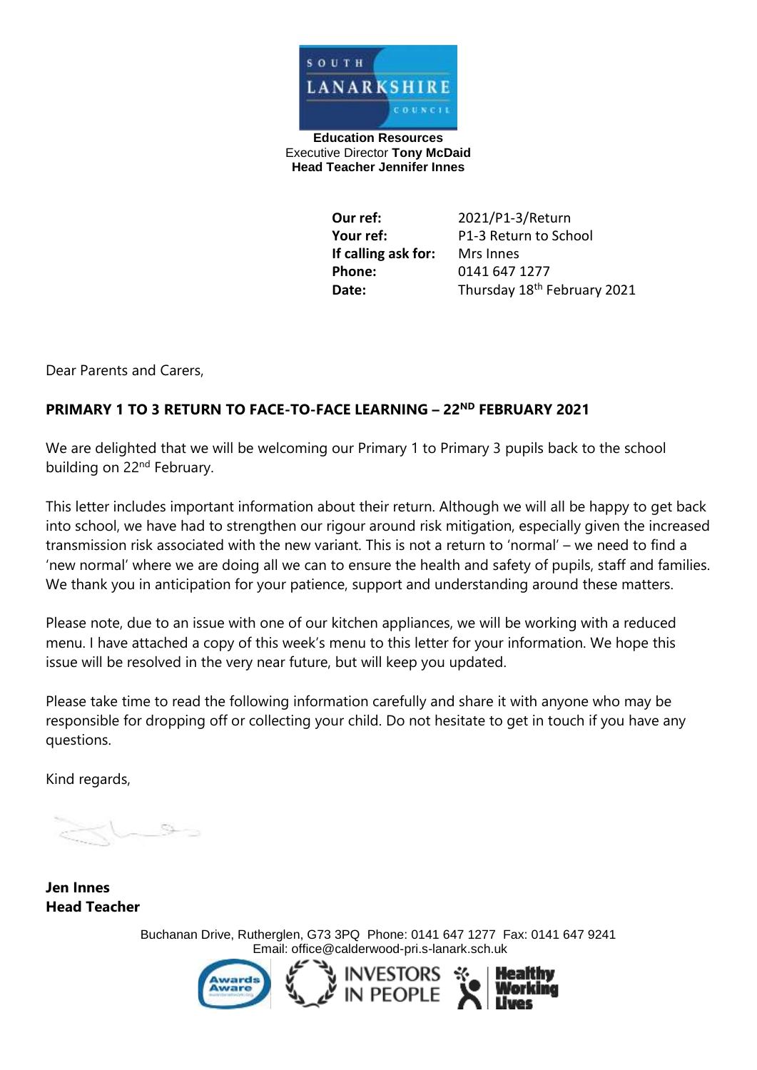**Education Resources**
Executive Director **Tony McDaid**
**Head Teacher Jennifer Innes**

| | |
|---|---|
| **Our ref:** | 2021/P1-3/Return |
| **Your ref:** | P1-3 Return to School |
| **If calling ask for:** | Mrs Innes |
| **Phone:** | 0141 647 1277 |
| **Date:** | Thursday 18th February 2021 |

Dear Parents and Carers,

**PRIMARY 1 TO 3 RETURN TO FACE-TO-FACE LEARNING – 22ND FEBRUARY 2021**

We are delighted that we will be welcoming our Primary 1 to Primary 3 pupils back to the school building on 22nd February.

This letter includes important information about their return. Although we will all be happy to get back into school, we have had to strengthen our rigour around risk mitigation, especially given the increased transmission risk associated with the new variant. This is not a return to 'normal' – we need to find a 'new normal' where we are doing all we can to ensure the health and safety of pupils, staff and families. We thank you in anticipation for your patience, support and understanding around these matters.

Please note, due to an issue with one of our kitchen appliances, we will be working with a reduced menu. I have attached a copy of this week's menu to this letter for your information. We hope this issue will be resolved in the very near future, but will keep you updated.

Please take time to read the following information carefully and share it with anyone who may be responsible for dropping off or collecting your child. Do not hesitate to get in touch if you have any questions.

Kind regards,

**Jen Innes**
**Head Teacher**

Buchanan Drive, Rutherglen, G73 3PQ Phone: 0141 647 1277 Fax: 0141 647 9241
Email: office@calderwood-pri.s-lanark.sch.uk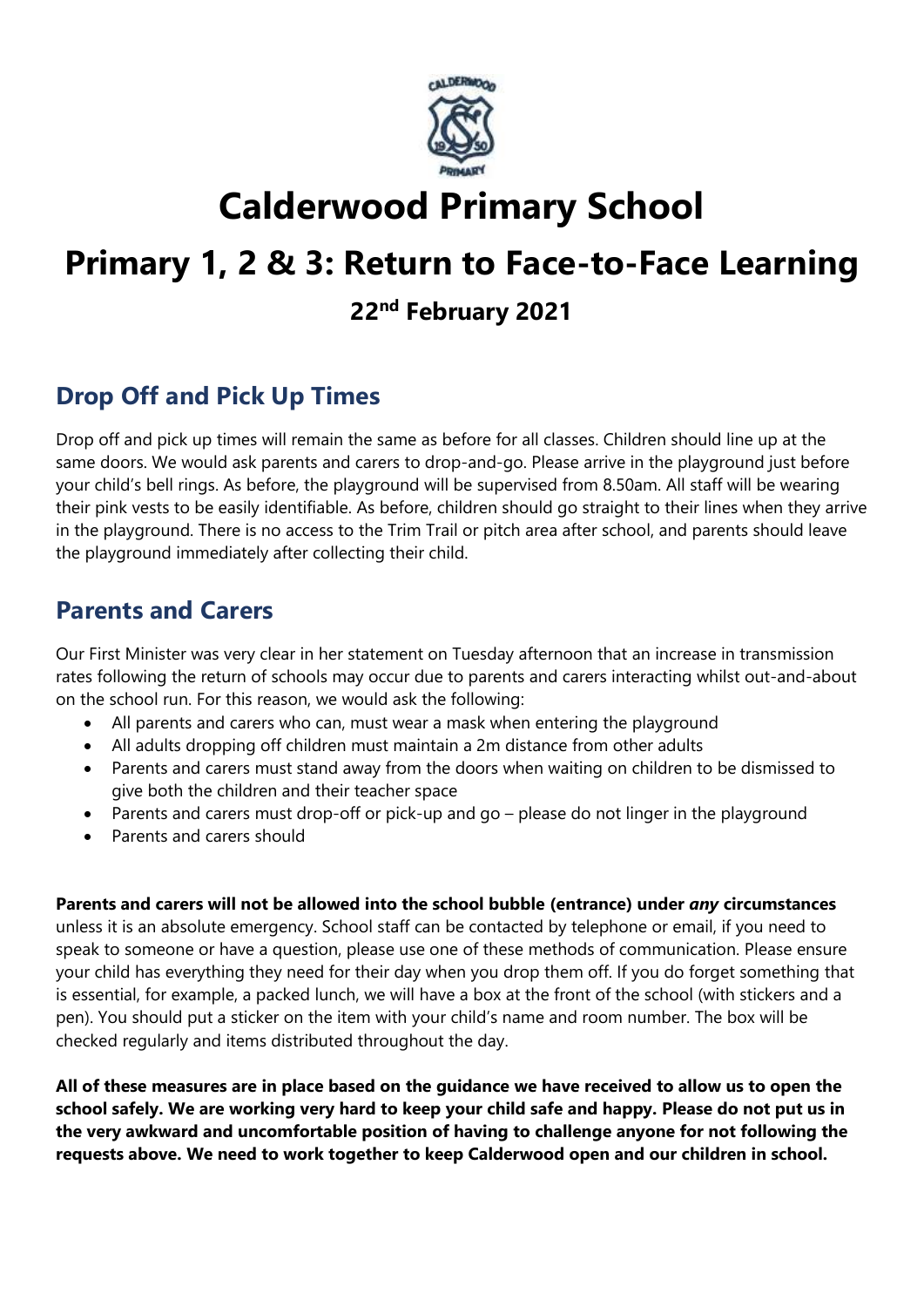# Calderwood Primary School

# Primary 1, 2 & 3: Return to Face-to-Face Learning

### 22nd February 2021

## Drop Off and Pick Up Times

Drop off and pick up times will remain the same as before for all classes. Children should line up at the same doors. We would ask parents and carers to drop-and-go. Please arrive in the playground just before your child's bell rings. As before, the playground will be supervised from 8.50am. All staff will be wearing their pink vests to be easily identifiable. As before, children should go straight to their lines when they arrive in the playground. There is no access to the Trim Trail or pitch area after school, and parents should leave the playground immediately after collecting their child.

## Parents and Carers

Our First Minister was very clear in her statement on Tuesday afternoon that an increase in transmission rates following the return of schools may occur due to parents and carers interacting whilst out-and-about on the school run. For this reason, we would ask the following:

- All parents and carers who can, must wear a mask when entering the playground
- All adults dropping off children must maintain a 2m distance from other adults
- Parents and carers must stand away from the doors when waiting on children to be dismissed to give both the children and their teacher space
- Parents and carers must drop-off or pick-up and go – please do not linger in the playground
- Parents and carers should

**Parents and carers will not be allowed into the school bubble (entrance) under *any* circumstances** unless it is an absolute emergency. School staff can be contacted by telephone or email, if you need to speak to someone or have a question, please use one of these methods of communication. Please ensure your child has everything they need for their day when you drop them off. If you do forget something that is essential, for example, a packed lunch, we will have a box at the front of the school (with stickers and a pen). You should put a sticker on the item with your child's name and room number. The box will be checked regularly and items distributed throughout the day.

**All of these measures are in place based on the guidance we have received to allow us to open the school safely. We are working very hard to keep your child safe and happy. Please do not put us in the very awkward and uncomfortable position of having to challenge anyone for not following the requests above. We need to work together to keep Calderwood open and our children in school.**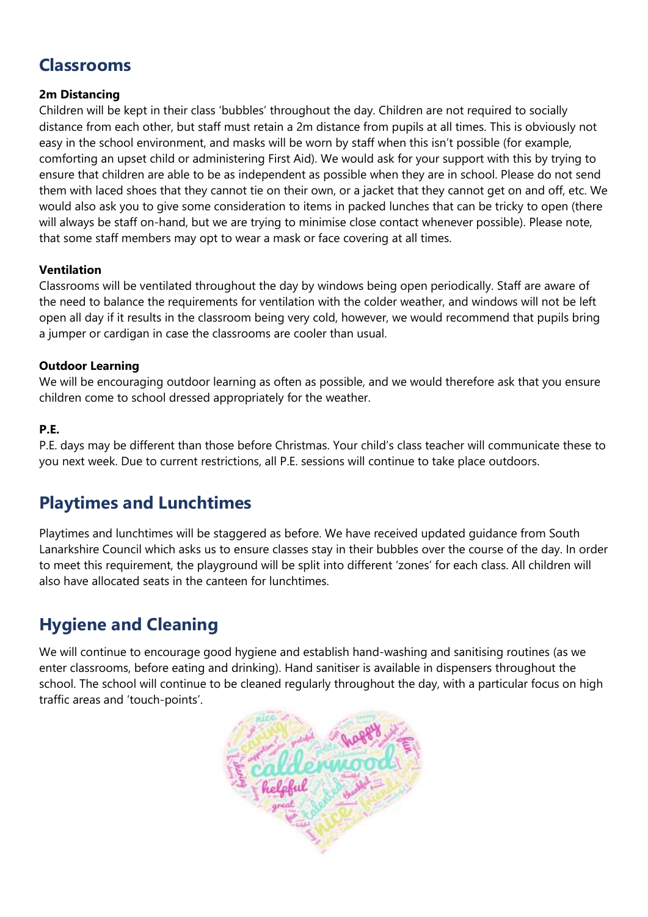## Classrooms

### 2m Distancing

Children will be kept in their class 'bubbles' throughout the day. Children are not required to socially distance from each other, but staff must retain a 2m distance from pupils at all times. This is obviously not easy in the school environment, and masks will be worn by staff when this isn't possible (for example, comforting an upset child or administering First Aid). We would ask for your support with this by trying to ensure that children are able to be as independent as possible when they are in school. Please do not send them with laced shoes that they cannot tie on their own, or a jacket that they cannot get on and off, etc. We would also ask you to give some consideration to items in packed lunches that can be tricky to open (there will always be staff on-hand, but we are trying to minimise close contact whenever possible). Please note, that some staff members may opt to wear a mask or face covering at all times.

### Ventilation

Classrooms will be ventilated throughout the day by windows being open periodically. Staff are aware of the need to balance the requirements for ventilation with the colder weather, and windows will not be left open all day if it results in the classroom being very cold, however, we would recommend that pupils bring a jumper or cardigan in case the classrooms are cooler than usual.

### Outdoor Learning

We will be encouraging outdoor learning as often as possible, and we would therefore ask that you ensure children come to school dressed appropriately for the weather.

### P.E.

P.E. days may be different than those before Christmas. Your child's class teacher will communicate these to you next week. Due to current restrictions, all P.E. sessions will continue to take place outdoors.

## Playtimes and Lunchtimes

Playtimes and lunchtimes will be staggered as before. We have received updated guidance from South Lanarkshire Council which asks us to ensure classes stay in their bubbles over the course of the day. In order to meet this requirement, the playground will be split into different 'zones' for each class. All children will also have allocated seats in the canteen for lunchtimes.

## Hygiene and Cleaning

We will continue to encourage good hygiene and establish hand-washing and sanitising routines (as we enter classrooms, before eating and drinking). Hand sanitiser is available in dispensers throughout the school. The school will continue to be cleaned regularly throughout the day, with a particular focus on high traffic areas and 'touch-points'.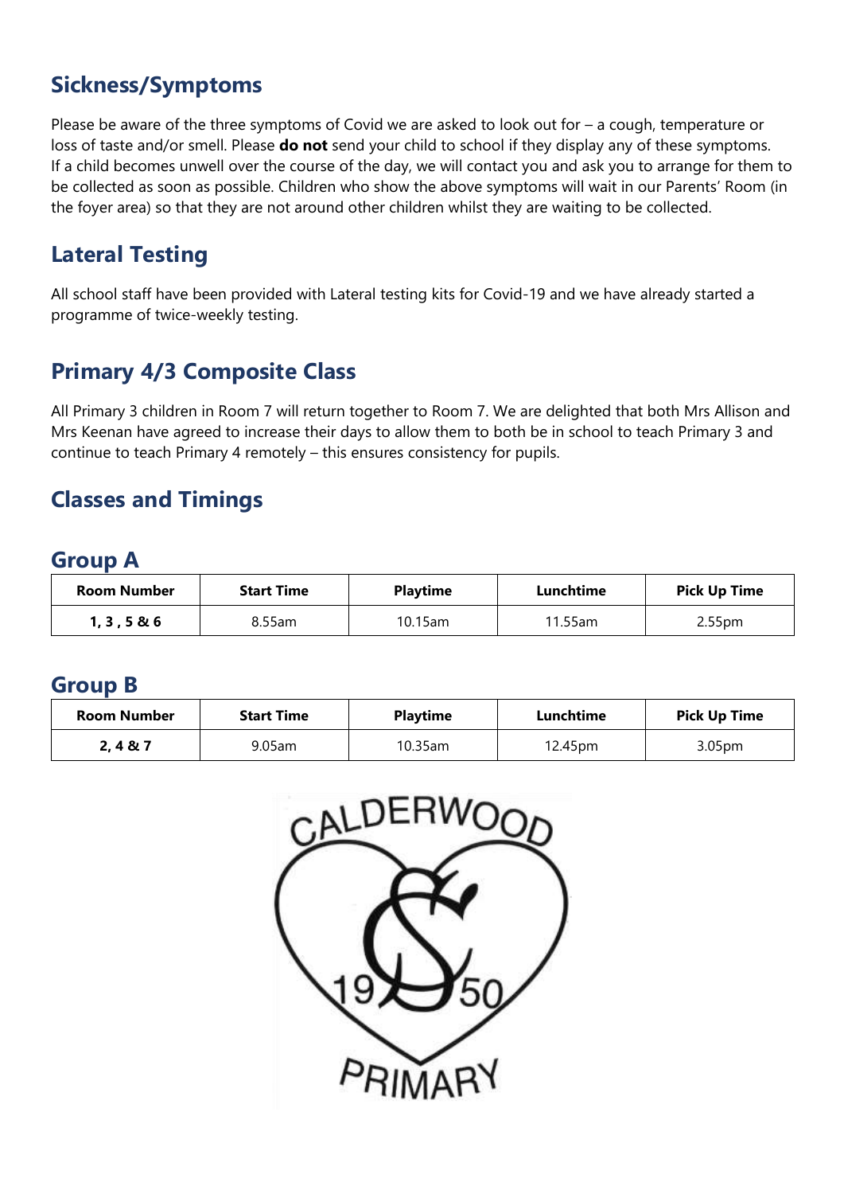## Sickness/Symptoms

Please be aware of the three symptoms of Covid we are asked to look out for – a cough, temperature or loss of taste and/or smell. Please **do not** send your child to school if they display any of these symptoms. If a child becomes unwell over the course of the day, we will contact you and ask you to arrange for them to be collected as soon as possible. Children who show the above symptoms will wait in our Parents' Room (in the foyer area) so that they are not around other children whilst they are waiting to be collected.

## Lateral Testing

All school staff have been provided with Lateral testing kits for Covid-19 and we have already started a programme of twice-weekly testing.

## Primary 4/3 Composite Class

All Primary 3 children in Room 7 will return together to Room 7. We are delighted that both Mrs Allison and Mrs Keenan have agreed to increase their days to allow them to both be in school to teach Primary 3 and continue to teach Primary 4 remotely – this ensures consistency for pupils.

## Classes and Timings

### Group A

| Room Number | Start Time | Playtime | Lunchtime | Pick Up Time |
|---|---|---|---|---|
| **1, 3 , 5 & 6** | 8.55am | 10.15am | 11.55am | 2.55pm |

### Group B

| Room Number | Start Time | Playtime | Lunchtime | Pick Up Time |
|---|---|---|---|---|
| **2, 4 & 7** | 9.05am | 10.35am | 12.45pm | 3.05pm |

CALDERWOOD 1950 PRIMARY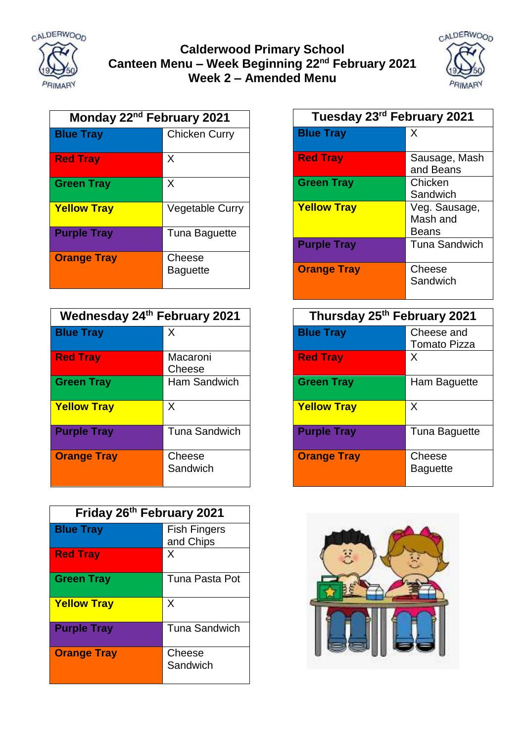# Calderwood Primary School
## Canteen Menu – Week Beginning 22nd February 2021
## Week 2 – Amended Menu

| Monday 22nd February 2021 | |
|---|---|
| **Blue Tray** | Chicken Curry |
| **Red Tray** | X |
| **Green Tray** | X |
| **Yellow Tray** | Vegetable Curry |
| **Purple Tray** | Tuna Baguette |
| **Orange Tray** | Cheese Baguette |

| Tuesday 23rd February 2021 | |
|---|---|
| **Blue Tray** | X |
| **Red Tray** | Sausage, Mash and Beans |
| **Green Tray** | Chicken Sandwich |
| **Yellow Tray** | Veg. Sausage, Mash and Beans |
| **Purple Tray** | Tuna Sandwich |
| **Orange Tray** | Cheese Sandwich |

| Wednesday 24th February 2021 | |
|---|---|
| **Blue Tray** | X |
| **Red Tray** | Macaroni Cheese |
| **Green Tray** | Ham Sandwich |
| **Yellow Tray** | X |
| **Purple Tray** | Tuna Sandwich |
| **Orange Tray** | Cheese Sandwich |

| Thursday 25th February 2021 | |
|---|---|
| **Blue Tray** | Cheese and Tomato Pizza |
| **Red Tray** | X |
| **Green Tray** | Ham Baguette |
| **Yellow Tray** | X |
| **Purple Tray** | Tuna Baguette |
| **Orange Tray** | Cheese Baguette |

| Friday 26th February 2021 | |
|---|---|
| **Blue Tray** | Fish Fingers and Chips |
| **Red Tray** | X |
| **Green Tray** | Tuna Pasta Pot |
| **Yellow Tray** | X |
| **Purple Tray** | Tuna Sandwich |
| **Orange Tray** | Cheese Sandwich |